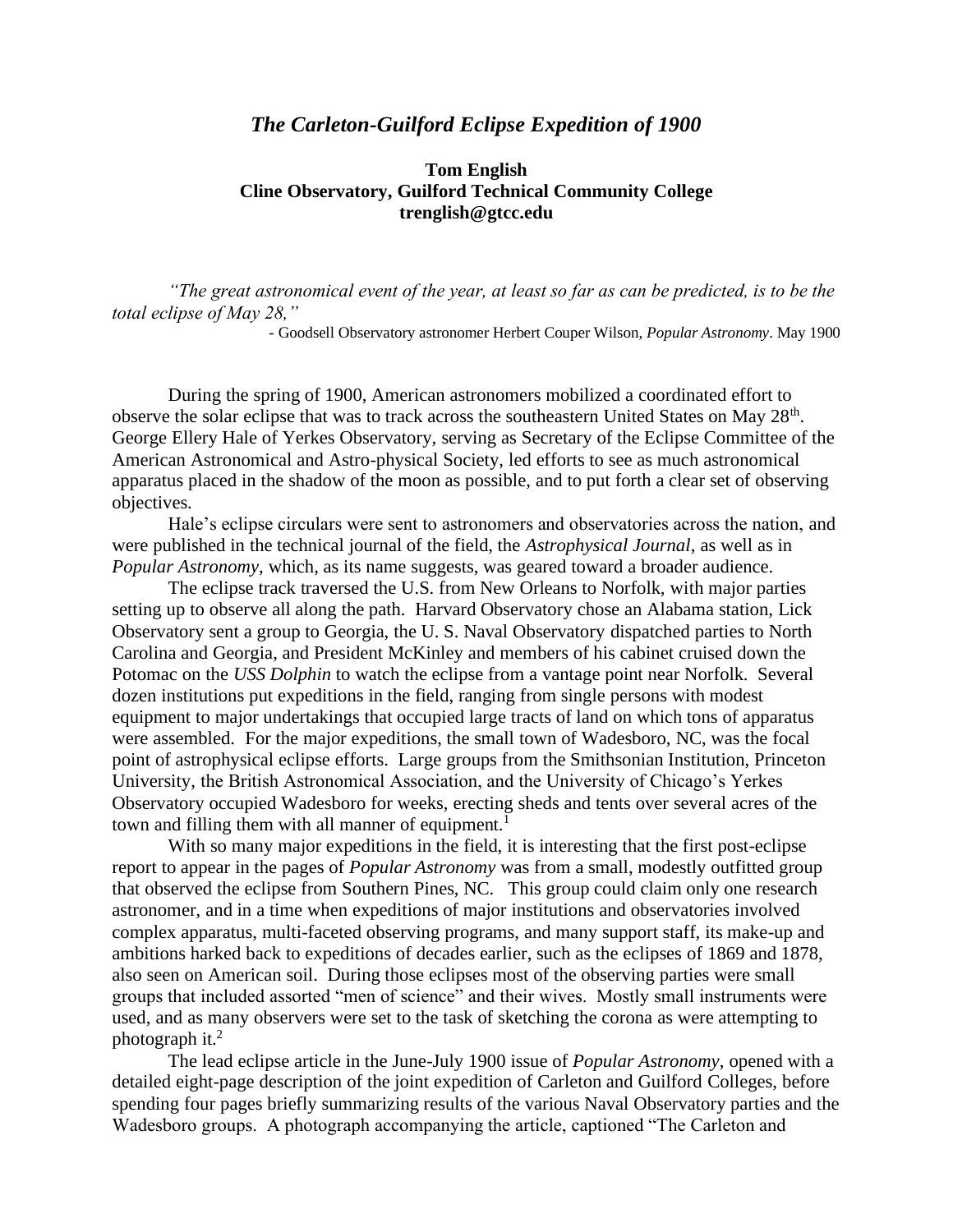# *The Carleton-Guilford Eclipse Expedition of 1900*

**Tom English**
**Cline Observatory, Guilford Technical Community College**
**trenglish@gtcc.edu**

*"The great astronomical event of the year, at least so far as can be predicted, is to be the total eclipse of May 28,"*

- Goodsell Observatory astronomer Herbert Couper Wilson, *Popular Astronomy*. May 1900

During the spring of 1900, American astronomers mobilized a coordinated effort to observe the solar eclipse that was to track across the southeastern United States on May 28th. George Ellery Hale of Yerkes Observatory, serving as Secretary of the Eclipse Committee of the American Astronomical and Astro-physical Society, led efforts to see as much astronomical apparatus placed in the shadow of the moon as possible, and to put forth a clear set of observing objectives.

Hale's eclipse circulars were sent to astronomers and observatories across the nation, and were published in the technical journal of the field, the *Astrophysical Journal*, as well as in *Popular Astronomy*, which, as its name suggests, was geared toward a broader audience.

The eclipse track traversed the U.S. from New Orleans to Norfolk, with major parties setting up to observe all along the path. Harvard Observatory chose an Alabama station, Lick Observatory sent a group to Georgia, the U. S. Naval Observatory dispatched parties to North Carolina and Georgia, and President McKinley and members of his cabinet cruised down the Potomac on the *USS Dolphin* to watch the eclipse from a vantage point near Norfolk. Several dozen institutions put expeditions in the field, ranging from single persons with modest equipment to major undertakings that occupied large tracts of land on which tons of apparatus were assembled. For the major expeditions, the small town of Wadesboro, NC, was the focal point of astrophysical eclipse efforts. Large groups from the Smithsonian Institution, Princeton University, the British Astronomical Association, and the University of Chicago's Yerkes Observatory occupied Wadesboro for weeks, erecting sheds and tents over several acres of the town and filling them with all manner of equipment.[1]

With so many major expeditions in the field, it is interesting that the first post-eclipse report to appear in the pages of *Popular Astronomy* was from a small, modestly outfitted group that observed the eclipse from Southern Pines, NC. This group could claim only one research astronomer, and in a time when expeditions of major institutions and observatories involved complex apparatus, multi-faceted observing programs, and many support staff, its make-up and ambitions harked back to expeditions of decades earlier, such as the eclipses of 1869 and 1878, also seen on American soil. During those eclipses most of the observing parties were small groups that included assorted "men of science" and their wives. Mostly small instruments were used, and as many observers were set to the task of sketching the corona as were attempting to photograph it.[2]

The lead eclipse article in the June-July 1900 issue of *Popular Astronomy*, opened with a detailed eight-page description of the joint expedition of Carleton and Guilford Colleges, before spending four pages briefly summarizing results of the various Naval Observatory parties and the Wadesboro groups. A photograph accompanying the article, captioned "The Carleton and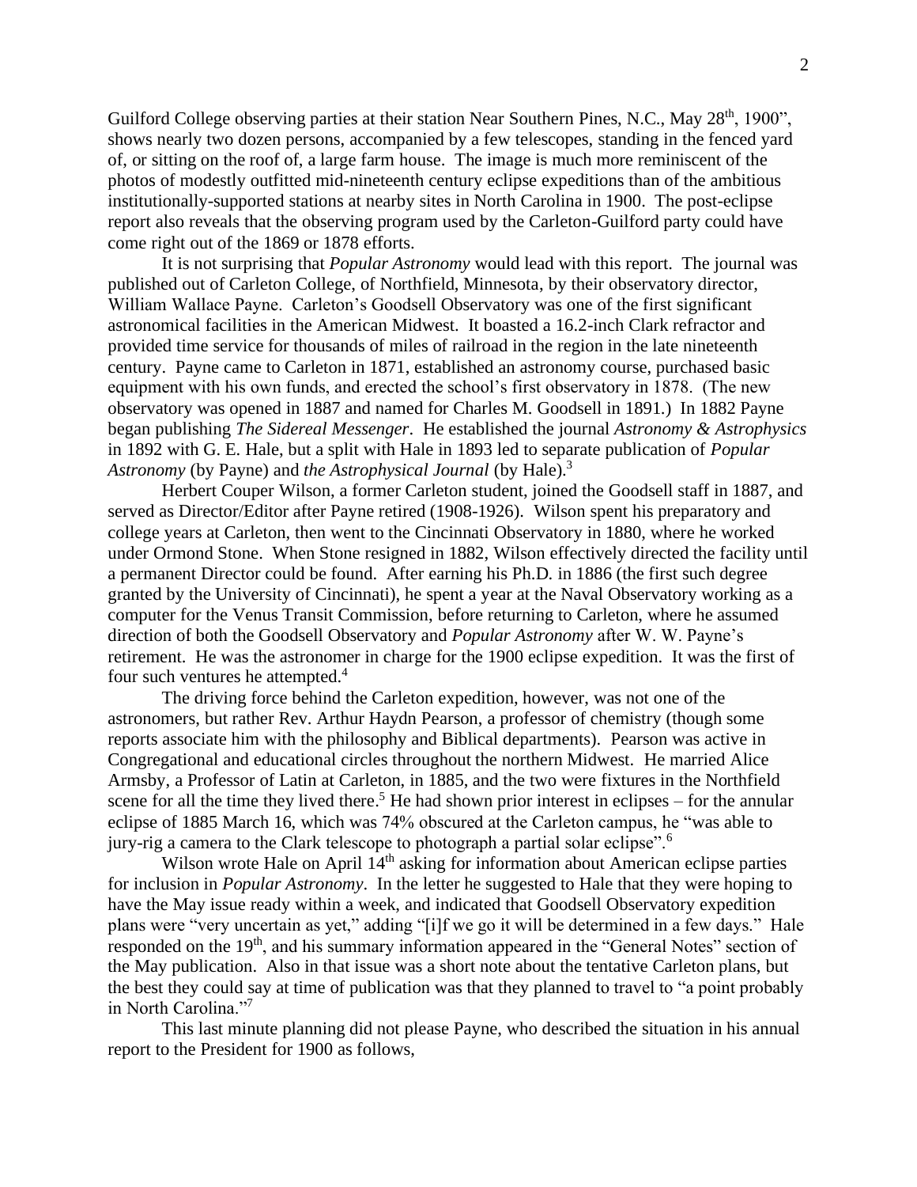Guilford College observing parties at their station Near Southern Pines, N.C., May 28th, 1900", shows nearly two dozen persons, accompanied by a few telescopes, standing in the fenced yard of, or sitting on the roof of, a large farm house. The image is much more reminiscent of the photos of modestly outfitted mid-nineteenth century eclipse expeditions than of the ambitious institutionally-supported stations at nearby sites in North Carolina in 1900. The post-eclipse report also reveals that the observing program used by the Carleton-Guilford party could have come right out of the 1869 or 1878 efforts.

It is not surprising that *Popular Astronomy* would lead with this report. The journal was published out of Carleton College, of Northfield, Minnesota, by their observatory director, William Wallace Payne. Carleton's Goodsell Observatory was one of the first significant astronomical facilities in the American Midwest. It boasted a 16.2-inch Clark refractor and provided time service for thousands of miles of railroad in the region in the late nineteenth century. Payne came to Carleton in 1871, established an astronomy course, purchased basic equipment with his own funds, and erected the school's first observatory in 1878. (The new observatory was opened in 1887 and named for Charles M. Goodsell in 1891.) In 1882 Payne began publishing *The Sidereal Messenger*. He established the journal *Astronomy & Astrophysics* in 1892 with G. E. Hale, but a split with Hale in 1893 led to separate publication of *Popular Astronomy* (by Payne) and *the Astrophysical Journal* (by Hale).[3]

Herbert Couper Wilson, a former Carleton student, joined the Goodsell staff in 1887, and served as Director/Editor after Payne retired (1908-1926). Wilson spent his preparatory and college years at Carleton, then went to the Cincinnati Observatory in 1880, where he worked under Ormond Stone. When Stone resigned in 1882, Wilson effectively directed the facility until a permanent Director could be found. After earning his Ph.D. in 1886 (the first such degree granted by the University of Cincinnati), he spent a year at the Naval Observatory working as a computer for the Venus Transit Commission, before returning to Carleton, where he assumed direction of both the Goodsell Observatory and *Popular Astronomy* after W. W. Payne's retirement. He was the astronomer in charge for the 1900 eclipse expedition. It was the first of four such ventures he attempted.[4]

The driving force behind the Carleton expedition, however, was not one of the astronomers, but rather Rev. Arthur Haydn Pearson, a professor of chemistry (though some reports associate him with the philosophy and Biblical departments). Pearson was active in Congregational and educational circles throughout the northern Midwest. He married Alice Armsby, a Professor of Latin at Carleton, in 1885, and the two were fixtures in the Northfield scene for all the time they lived there.[5] He had shown prior interest in eclipses – for the annular eclipse of 1885 March 16, which was 74% obscured at the Carleton campus, he "was able to jury-rig a camera to the Clark telescope to photograph a partial solar eclipse".[6]

Wilson wrote Hale on April 14th asking for information about American eclipse parties for inclusion in *Popular Astronomy*. In the letter he suggested to Hale that they were hoping to have the May issue ready within a week, and indicated that Goodsell Observatory expedition plans were "very uncertain as yet," adding "[i]f we go it will be determined in a few days." Hale responded on the 19th, and his summary information appeared in the "General Notes" section of the May publication. Also in that issue was a short note about the tentative Carleton plans, but the best they could say at time of publication was that they planned to travel to "a point probably in North Carolina."[7]

This last minute planning did not please Payne, who described the situation in his annual report to the President for 1900 as follows,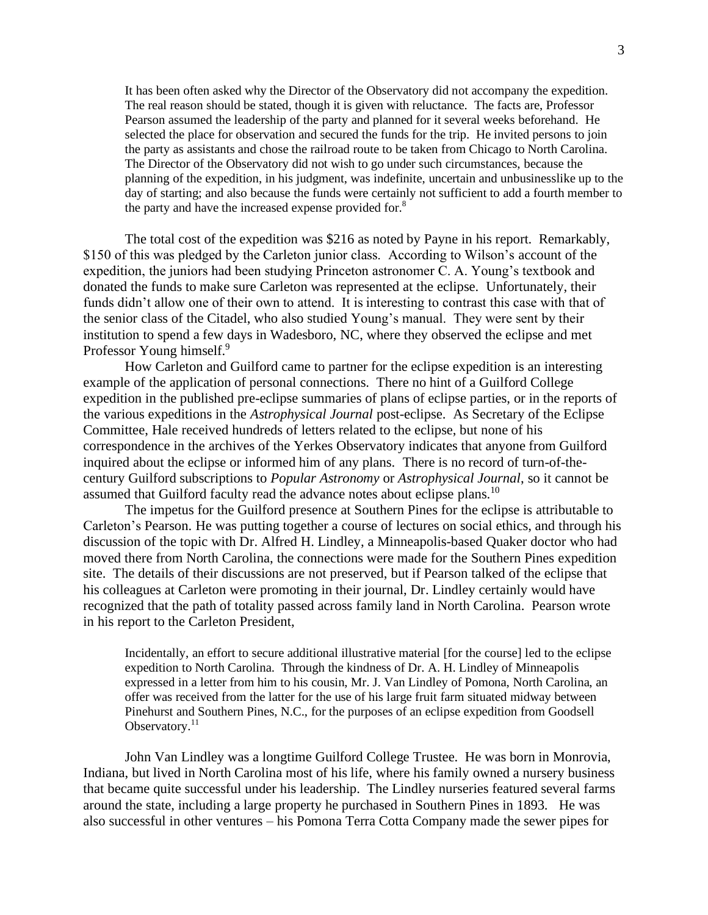> It has been often asked why the Director of the Observatory did not accompany the expedition. The real reason should be stated, though it is given with reluctance. The facts are, Professor Pearson assumed the leadership of the party and planned for it several weeks beforehand. He selected the place for observation and secured the funds for the trip. He invited persons to join the party as assistants and chose the railroad route to be taken from Chicago to North Carolina. The Director of the Observatory did not wish to go under such circumstances, because the planning of the expedition, in his judgment, was indefinite, uncertain and unbusinesslike up to the day of starting; and also because the funds were certainly not sufficient to add a fourth member to the party and have the increased expense provided for.[8]

The total cost of the expedition was $216 as noted by Payne in his report. Remarkably, $150 of this was pledged by the Carleton junior class. According to Wilson's account of the expedition, the juniors had been studying Princeton astronomer C. A. Young's textbook and donated the funds to make sure Carleton was represented at the eclipse. Unfortunately, their funds didn't allow one of their own to attend. It is interesting to contrast this case with that of the senior class of the Citadel, who also studied Young's manual. They were sent by their institution to spend a few days in Wadesboro, NC, where they observed the eclipse and met Professor Young himself.[9]

How Carleton and Guilford came to partner for the eclipse expedition is an interesting example of the application of personal connections. There no hint of a Guilford College expedition in the published pre-eclipse summaries of plans of eclipse parties, or in the reports of the various expeditions in the *Astrophysical Journal* post-eclipse. As Secretary of the Eclipse Committee, Hale received hundreds of letters related to the eclipse, but none of his correspondence in the archives of the Yerkes Observatory indicates that anyone from Guilford inquired about the eclipse or informed him of any plans. There is no record of turn-of-the-century Guilford subscriptions to *Popular Astronomy* or *Astrophysical Journal*, so it cannot be assumed that Guilford faculty read the advance notes about eclipse plans.[10]

The impetus for the Guilford presence at Southern Pines for the eclipse is attributable to Carleton's Pearson. He was putting together a course of lectures on social ethics, and through his discussion of the topic with Dr. Alfred H. Lindley, a Minneapolis-based Quaker doctor who had moved there from North Carolina, the connections were made for the Southern Pines expedition site. The details of their discussions are not preserved, but if Pearson talked of the eclipse that his colleagues at Carleton were promoting in their journal, Dr. Lindley certainly would have recognized that the path of totality passed across family land in North Carolina. Pearson wrote in his report to the Carleton President,

> Incidentally, an effort to secure additional illustrative material [for the course] led to the eclipse expedition to North Carolina. Through the kindness of Dr. A. H. Lindley of Minneapolis expressed in a letter from him to his cousin, Mr. J. Van Lindley of Pomona, North Carolina, an offer was received from the latter for the use of his large fruit farm situated midway between Pinehurst and Southern Pines, N.C., for the purposes of an eclipse expedition from Goodsell Observatory.[11]

John Van Lindley was a longtime Guilford College Trustee. He was born in Monrovia, Indiana, but lived in North Carolina most of his life, where his family owned a nursery business that became quite successful under his leadership. The Lindley nurseries featured several farms around the state, including a large property he purchased in Southern Pines in 1893. He was also successful in other ventures – his Pomona Terra Cotta Company made the sewer pipes for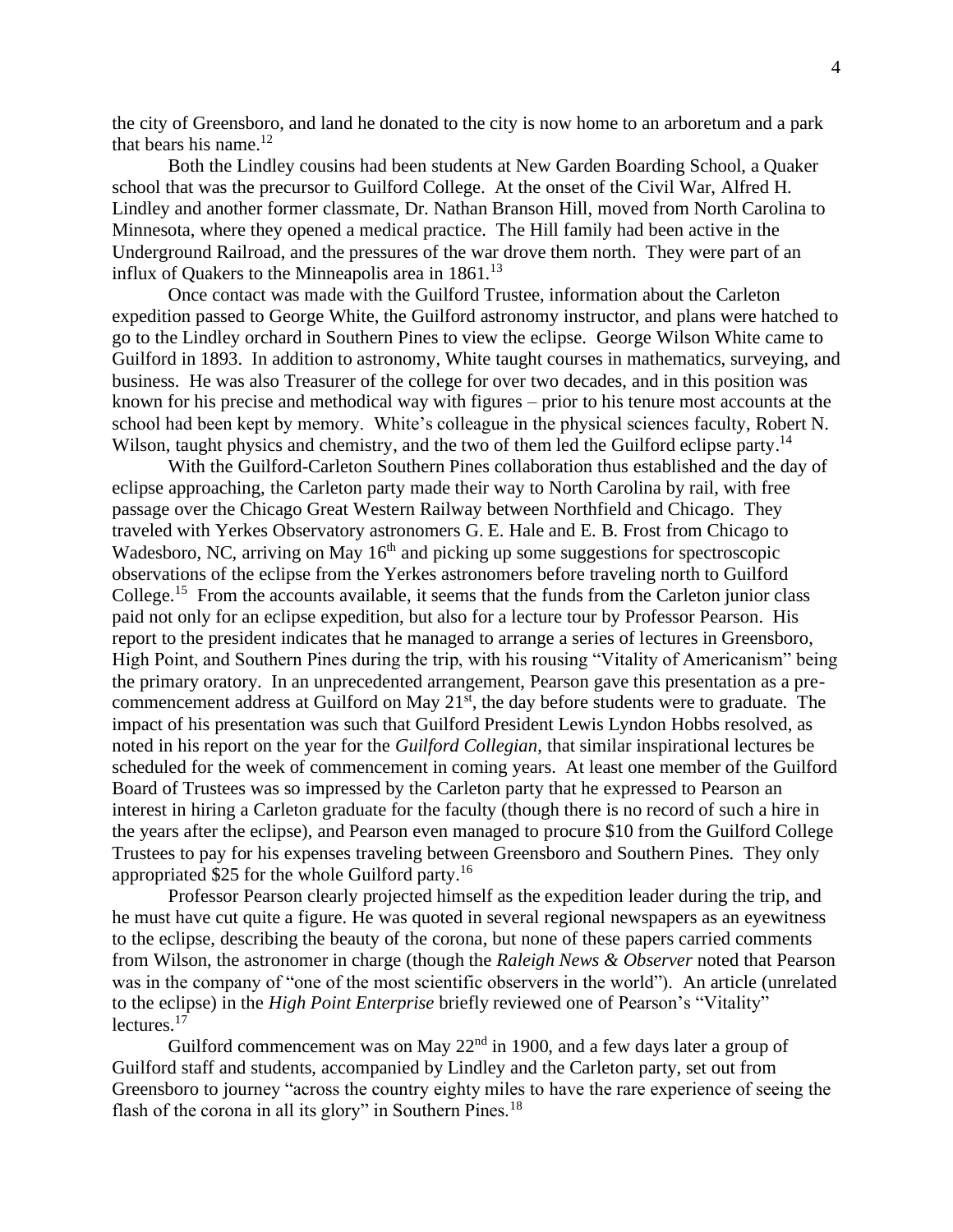the city of Greensboro, and land he donated to the city is now home to an arboretum and a park that bears his name.[12]

Both the Lindley cousins had been students at New Garden Boarding School, a Quaker school that was the precursor to Guilford College. At the onset of the Civil War, Alfred H. Lindley and another former classmate, Dr. Nathan Branson Hill, moved from North Carolina to Minnesota, where they opened a medical practice. The Hill family had been active in the Underground Railroad, and the pressures of the war drove them north. They were part of an influx of Quakers to the Minneapolis area in 1861.[13]

Once contact was made with the Guilford Trustee, information about the Carleton expedition passed to George White, the Guilford astronomy instructor, and plans were hatched to go to the Lindley orchard in Southern Pines to view the eclipse. George Wilson White came to Guilford in 1893. In addition to astronomy, White taught courses in mathematics, surveying, and business. He was also Treasurer of the college for over two decades, and in this position was known for his precise and methodical way with figures – prior to his tenure most accounts at the school had been kept by memory. White's colleague in the physical sciences faculty, Robert N. Wilson, taught physics and chemistry, and the two of them led the Guilford eclipse party.[14]

With the Guilford-Carleton Southern Pines collaboration thus established and the day of eclipse approaching, the Carleton party made their way to North Carolina by rail, with free passage over the Chicago Great Western Railway between Northfield and Chicago. They traveled with Yerkes Observatory astronomers G. E. Hale and E. B. Frost from Chicago to Wadesboro, NC, arriving on May 16th and picking up some suggestions for spectroscopic observations of the eclipse from the Yerkes astronomers before traveling north to Guilford College.[15] From the accounts available, it seems that the funds from the Carleton junior class paid not only for an eclipse expedition, but also for a lecture tour by Professor Pearson. His report to the president indicates that he managed to arrange a series of lectures in Greensboro, High Point, and Southern Pines during the trip, with his rousing "Vitality of Americanism" being the primary oratory. In an unprecedented arrangement, Pearson gave this presentation as a pre-commencement address at Guilford on May 21st, the day before students were to graduate. The impact of his presentation was such that Guilford President Lewis Lyndon Hobbs resolved, as noted in his report on the year for the *Guilford Collegian*, that similar inspirational lectures be scheduled for the week of commencement in coming years. At least one member of the Guilford Board of Trustees was so impressed by the Carleton party that he expressed to Pearson an interest in hiring a Carleton graduate for the faculty (though there is no record of such a hire in the years after the eclipse), and Pearson even managed to procure $10 from the Guilford College Trustees to pay for his expenses traveling between Greensboro and Southern Pines. They only appropriated $25 for the whole Guilford party.[16]

Professor Pearson clearly projected himself as the expedition leader during the trip, and he must have cut quite a figure. He was quoted in several regional newspapers as an eyewitness to the eclipse, describing the beauty of the corona, but none of these papers carried comments from Wilson, the astronomer in charge (though the *Raleigh News & Observer* noted that Pearson was in the company of "one of the most scientific observers in the world"). An article (unrelated to the eclipse) in the *High Point Enterprise* briefly reviewed one of Pearson's "Vitality" lectures.[17]

Guilford commencement was on May 22nd in 1900, and a few days later a group of Guilford staff and students, accompanied by Lindley and the Carleton party, set out from Greensboro to journey "across the country eighty miles to have the rare experience of seeing the flash of the corona in all its glory" in Southern Pines.[18]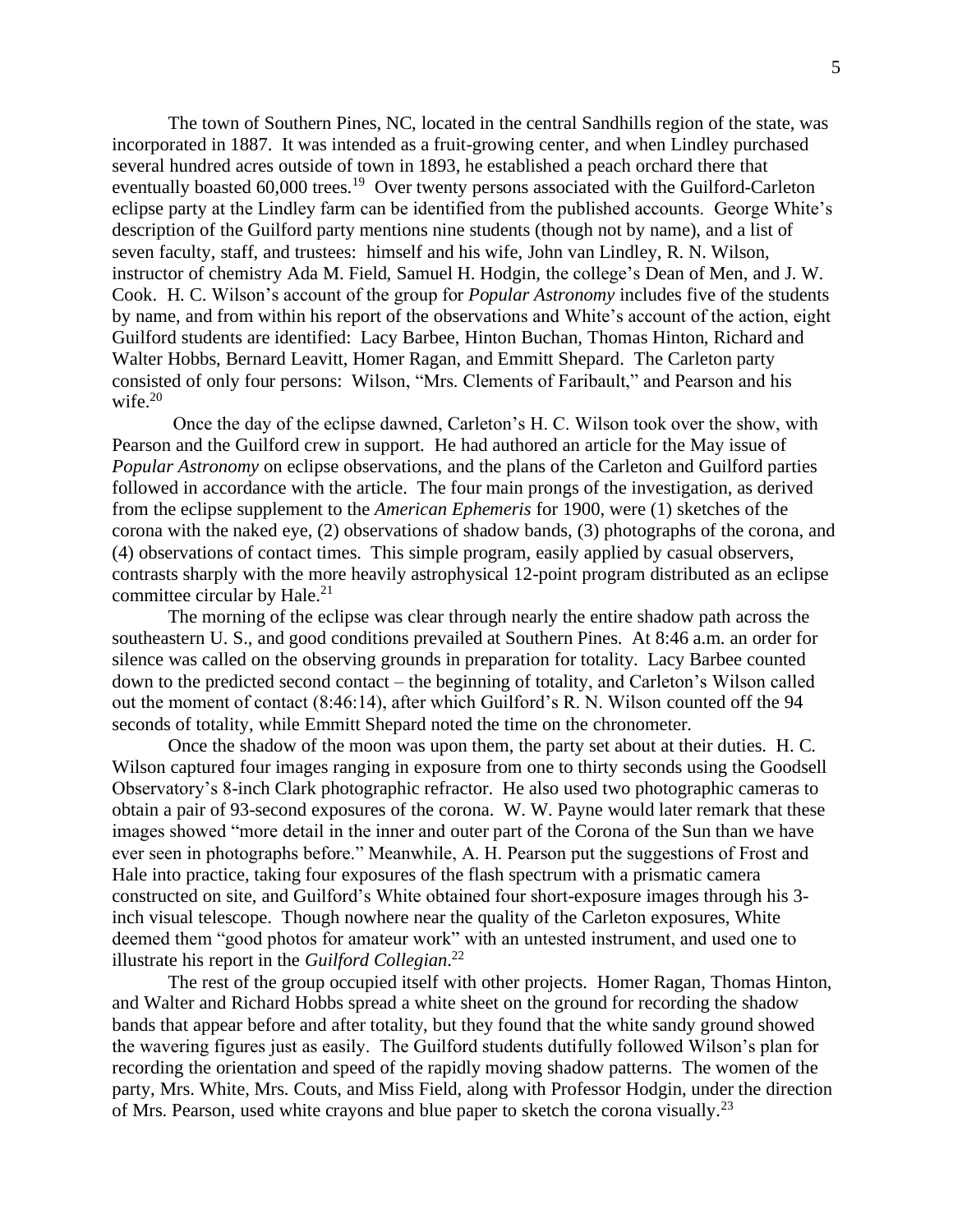The town of Southern Pines, NC, located in the central Sandhills region of the state, was incorporated in 1887. It was intended as a fruit-growing center, and when Lindley purchased several hundred acres outside of town in 1893, he established a peach orchard there that eventually boasted 60,000 trees.[19] Over twenty persons associated with the Guilford-Carleton eclipse party at the Lindley farm can be identified from the published accounts. George White's description of the Guilford party mentions nine students (though not by name), and a list of seven faculty, staff, and trustees: himself and his wife, John van Lindley, R. N. Wilson, instructor of chemistry Ada M. Field, Samuel H. Hodgin, the college's Dean of Men, and J. W. Cook. H. C. Wilson's account of the group for *Popular Astronomy* includes five of the students by name, and from within his report of the observations and White's account of the action, eight Guilford students are identified: Lacy Barbee, Hinton Buchan, Thomas Hinton, Richard and Walter Hobbs, Bernard Leavitt, Homer Ragan, and Emmitt Shepard. The Carleton party consisted of only four persons: Wilson, "Mrs. Clements of Faribault," and Pearson and his wife.[20]

Once the day of the eclipse dawned, Carleton's H. C. Wilson took over the show, with Pearson and the Guilford crew in support. He had authored an article for the May issue of *Popular Astronomy* on eclipse observations, and the plans of the Carleton and Guilford parties followed in accordance with the article. The four main prongs of the investigation, as derived from the eclipse supplement to the *American Ephemeris* for 1900, were (1) sketches of the corona with the naked eye, (2) observations of shadow bands, (3) photographs of the corona, and (4) observations of contact times. This simple program, easily applied by casual observers, contrasts sharply with the more heavily astrophysical 12-point program distributed as an eclipse committee circular by Hale.[21]

The morning of the eclipse was clear through nearly the entire shadow path across the southeastern U. S., and good conditions prevailed at Southern Pines. At 8:46 a.m. an order for silence was called on the observing grounds in preparation for totality. Lacy Barbee counted down to the predicted second contact – the beginning of totality, and Carleton's Wilson called out the moment of contact (8:46:14), after which Guilford's R. N. Wilson counted off the 94 seconds of totality, while Emmitt Shepard noted the time on the chronometer.

Once the shadow of the moon was upon them, the party set about at their duties. H. C. Wilson captured four images ranging in exposure from one to thirty seconds using the Goodsell Observatory's 8-inch Clark photographic refractor. He also used two photographic cameras to obtain a pair of 93-second exposures of the corona. W. W. Payne would later remark that these images showed "more detail in the inner and outer part of the Corona of the Sun than we have ever seen in photographs before." Meanwhile, A. H. Pearson put the suggestions of Frost and Hale into practice, taking four exposures of the flash spectrum with a prismatic camera constructed on site, and Guilford's White obtained four short-exposure images through his 3-inch visual telescope. Though nowhere near the quality of the Carleton exposures, White deemed them "good photos for amateur work" with an untested instrument, and used one to illustrate his report in the *Guilford Collegian*.[22]

The rest of the group occupied itself with other projects. Homer Ragan, Thomas Hinton, and Walter and Richard Hobbs spread a white sheet on the ground for recording the shadow bands that appear before and after totality, but they found that the white sandy ground showed the wavering figures just as easily. The Guilford students dutifully followed Wilson's plan for recording the orientation and speed of the rapidly moving shadow patterns. The women of the party, Mrs. White, Mrs. Couts, and Miss Field, along with Professor Hodgin, under the direction of Mrs. Pearson, used white crayons and blue paper to sketch the corona visually.[23]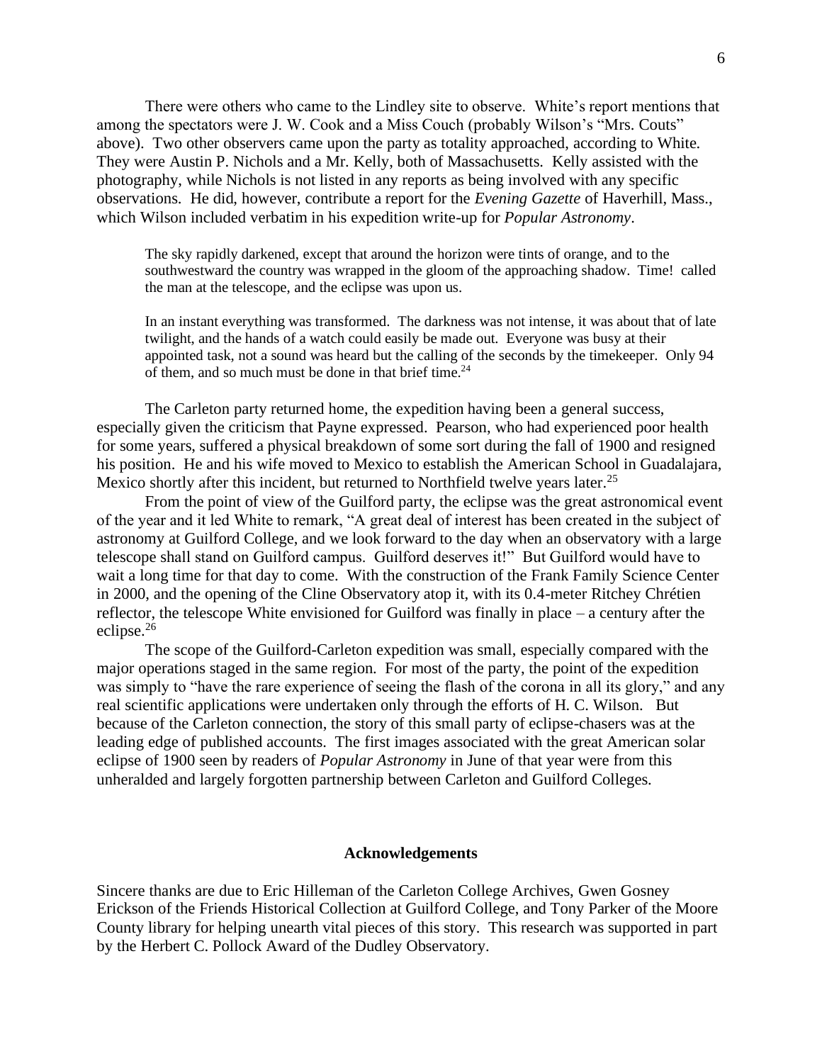There were others who came to the Lindley site to observe. White's report mentions that among the spectators were J. W. Cook and a Miss Couch (probably Wilson's "Mrs. Couts" above). Two other observers came upon the party as totality approached, according to White. They were Austin P. Nichols and a Mr. Kelly, both of Massachusetts. Kelly assisted with the photography, while Nichols is not listed in any reports as being involved with any specific observations. He did, however, contribute a report for the *Evening Gazette* of Haverhill, Mass., which Wilson included verbatim in his expedition write-up for *Popular Astronomy*.

> The sky rapidly darkened, except that around the horizon were tints of orange, and to the southwestward the country was wrapped in the gloom of the approaching shadow. Time! called the man at the telescope, and the eclipse was upon us.
>
> In an instant everything was transformed. The darkness was not intense, it was about that of late twilight, and the hands of a watch could easily be made out. Everyone was busy at their appointed task, not a sound was heard but the calling of the seconds by the timekeeper. Only 94 of them, and so much must be done in that brief time.[24]

The Carleton party returned home, the expedition having been a general success, especially given the criticism that Payne expressed. Pearson, who had experienced poor health for some years, suffered a physical breakdown of some sort during the fall of 1900 and resigned his position. He and his wife moved to Mexico to establish the American School in Guadalajara, Mexico shortly after this incident, but returned to Northfield twelve years later.[25]

From the point of view of the Guilford party, the eclipse was the great astronomical event of the year and it led White to remark, "A great deal of interest has been created in the subject of astronomy at Guilford College, and we look forward to the day when an observatory with a large telescope shall stand on Guilford campus. Guilford deserves it!" But Guilford would have to wait a long time for that day to come. With the construction of the Frank Family Science Center in 2000, and the opening of the Cline Observatory atop it, with its 0.4-meter Ritchey Chrétien reflector, the telescope White envisioned for Guilford was finally in place – a century after the eclipse.[26]

The scope of the Guilford-Carleton expedition was small, especially compared with the major operations staged in the same region. For most of the party, the point of the expedition was simply to "have the rare experience of seeing the flash of the corona in all its glory," and any real scientific applications were undertaken only through the efforts of H. C. Wilson. But because of the Carleton connection, the story of this small party of eclipse-chasers was at the leading edge of published accounts. The first images associated with the great American solar eclipse of 1900 seen by readers of *Popular Astronomy* in June of that year were from this unheralded and largely forgotten partnership between Carleton and Guilford Colleges.

## Acknowledgements

Sincere thanks are due to Eric Hilleman of the Carleton College Archives, Gwen Gosney Erickson of the Friends Historical Collection at Guilford College, and Tony Parker of the Moore County library for helping unearth vital pieces of this story. This research was supported in part by the Herbert C. Pollock Award of the Dudley Observatory.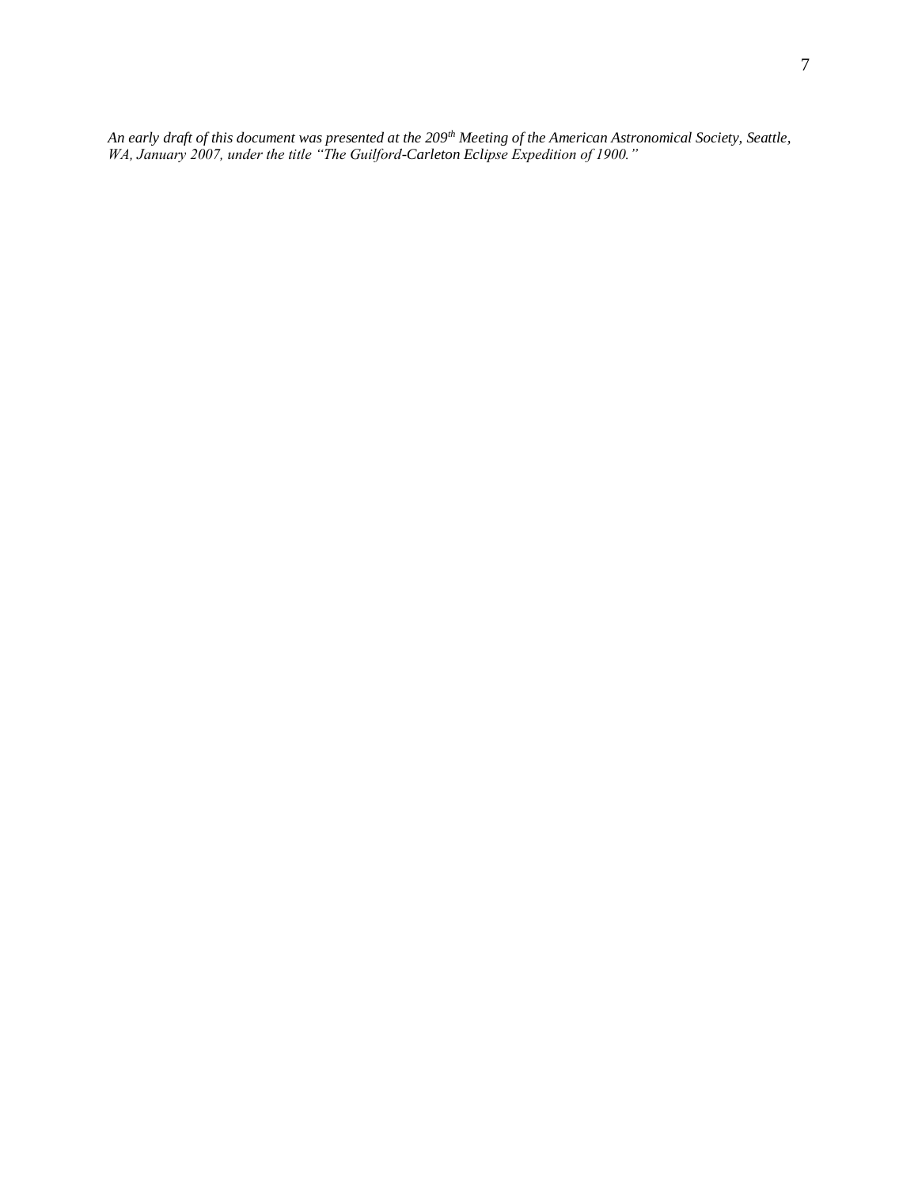*An early draft of this document was presented at the 209th Meeting of the American Astronomical Society, Seattle, WA, January 2007, under the title "The Guilford-Carleton Eclipse Expedition of 1900."*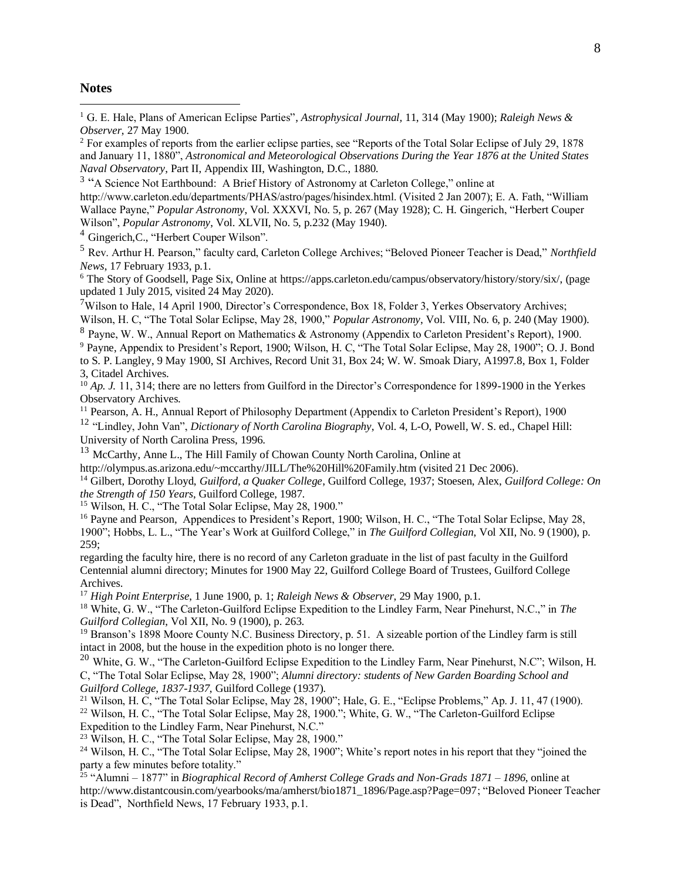## Notes

[1] G. E. Hale, Plans of American Eclipse Parties", *Astrophysical Journal*, 11, 314 (May 1900); *Raleigh News & Observer*, 27 May 1900.

[2] For examples of reports from the earlier eclipse parties, see "Reports of the Total Solar Eclipse of July 29, 1878 and January 11, 1880", *Astronomical and Meteorological Observations During the Year 1876 at the United States Naval Observatory*, Part II, Appendix III, Washington, D.C., 1880.

[3] "A Science Not Earthbound: A Brief History of Astronomy at Carleton College," online at http://www.carleton.edu/departments/PHAS/astro/pages/hisindex.html. (Visited 2 Jan 2007); E. A. Fath, "William Wallace Payne," *Popular Astronomy*, Vol. XXXVI, No. 5, p. 267 (May 1928); C. H. Gingerich, "Herbert Couper Wilson", *Popular Astronomy*, Vol. XLVII, No. 5, p.232 (May 1940).

[4] Gingerich,C., "Herbert Couper Wilson".

[5] Rev. Arthur H. Pearson," faculty card, Carleton College Archives; "Beloved Pioneer Teacher is Dead," *Northfield News*, 17 February 1933, p.1.

[6] The Story of Goodsell, Page Six, Online at https://apps.carleton.edu/campus/observatory/history/story/six/, (page updated 1 July 2015, visited 24 May 2020).

[7] Wilson to Hale, 14 April 1900, Director's Correspondence, Box 18, Folder 3, Yerkes Observatory Archives; Wilson, H. C, "The Total Solar Eclipse, May 28, 1900," *Popular Astronomy*, Vol. VIII, No. 6, p. 240 (May 1900).

[8] Payne, W. W., Annual Report on Mathematics & Astronomy (Appendix to Carleton President's Report), 1900.

[9] Payne, Appendix to President's Report, 1900; Wilson, H. C, "The Total Solar Eclipse, May 28, 1900"; O. J. Bond to S. P. Langley, 9 May 1900, SI Archives, Record Unit 31, Box 24; W. W. Smoak Diary, A1997.8, Box 1, Folder 3, Citadel Archives.

[10] *Ap. J.* 11, 314; there are no letters from Guilford in the Director's Correspondence for 1899-1900 in the Yerkes Observatory Archives.

[11] Pearson, A. H., Annual Report of Philosophy Department (Appendix to Carleton President's Report), 1900

[12] "Lindley, John Van", *Dictionary of North Carolina Biography*, Vol. 4, L-O, Powell, W. S. ed., Chapel Hill: University of North Carolina Press, 1996.

[13] McCarthy, Anne L., The Hill Family of Chowan County North Carolina, Online at http://olympus.as.arizona.edu/~mccarthy/JILL/The%20Hill%20Family.htm (visited 21 Dec 2006).

[14] Gilbert, Dorothy Lloyd, *Guilford, a Quaker College*, Guilford College, 1937; Stoesen, Alex, *Guilford College: On the Strength of 150 Years*, Guilford College, 1987.

[15] Wilson, H. C., "The Total Solar Eclipse, May 28, 1900."

[16] Payne and Pearson, Appendices to President's Report, 1900; Wilson, H. C., "The Total Solar Eclipse, May 28, 1900"; Hobbs, L. L., "The Year's Work at Guilford College," in *The Guilford Collegian*, Vol XII, No. 9 (1900), p. 259;

regarding the faculty hire, there is no record of any Carleton graduate in the list of past faculty in the Guilford Centennial alumni directory; Minutes for 1900 May 22, Guilford College Board of Trustees, Guilford College Archives.

[17] *High Point Enterprise*, 1 June 1900, p. 1; *Raleigh News & Observer*, 29 May 1900, p.1.

[18] White, G. W., "The Carleton-Guilford Eclipse Expedition to the Lindley Farm, Near Pinehurst, N.C.," in *The Guilford Collegian*, Vol XII, No. 9 (1900), p. 263.

[19] Branson's 1898 Moore County N.C. Business Directory, p. 51. A sizeable portion of the Lindley farm is still intact in 2008, but the house in the expedition photo is no longer there.

[20] White, G. W., "The Carleton-Guilford Eclipse Expedition to the Lindley Farm, Near Pinehurst, N.C"; Wilson, H. C, "The Total Solar Eclipse, May 28, 1900"; *Alumni directory: students of New Garden Boarding School and Guilford College, 1837-1937*, Guilford College (1937).

[21] Wilson, H. C, "The Total Solar Eclipse, May 28, 1900"; Hale, G. E., "Eclipse Problems," Ap. J. 11, 47 (1900).

[22] Wilson, H. C., "The Total Solar Eclipse, May 28, 1900."; White, G. W., "The Carleton-Guilford Eclipse Expedition to the Lindley Farm, Near Pinehurst, N.C."

[23] Wilson, H. C., "The Total Solar Eclipse, May 28, 1900."

[24] Wilson, H. C., "The Total Solar Eclipse, May 28, 1900"; White's report notes in his report that they "joined the party a few minutes before totality."

[25] "Alumni – 1877" in *Biographical Record of Amherst College Grads and Non-Grads 1871 – 1896*, online at http://www.distantcousin.com/yearbooks/ma/amherst/bio1871_1896/Page.asp?Page=097; "Beloved Pioneer Teacher is Dead", Northfield News, 17 February 1933, p.1.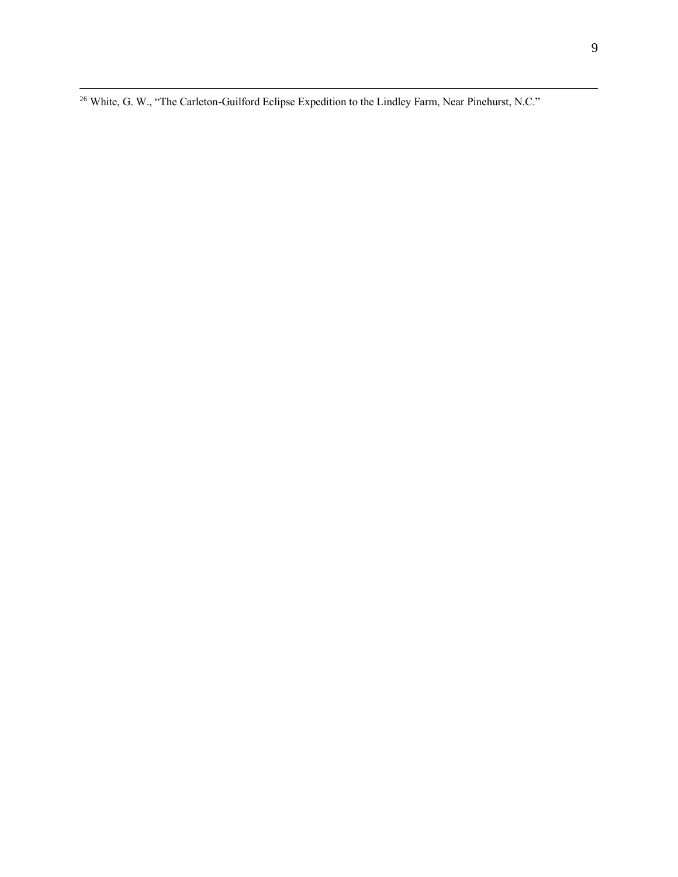[26] White, G. W., "The Carleton-Guilford Eclipse Expedition to the Lindley Farm, Near Pinehurst, N.C."